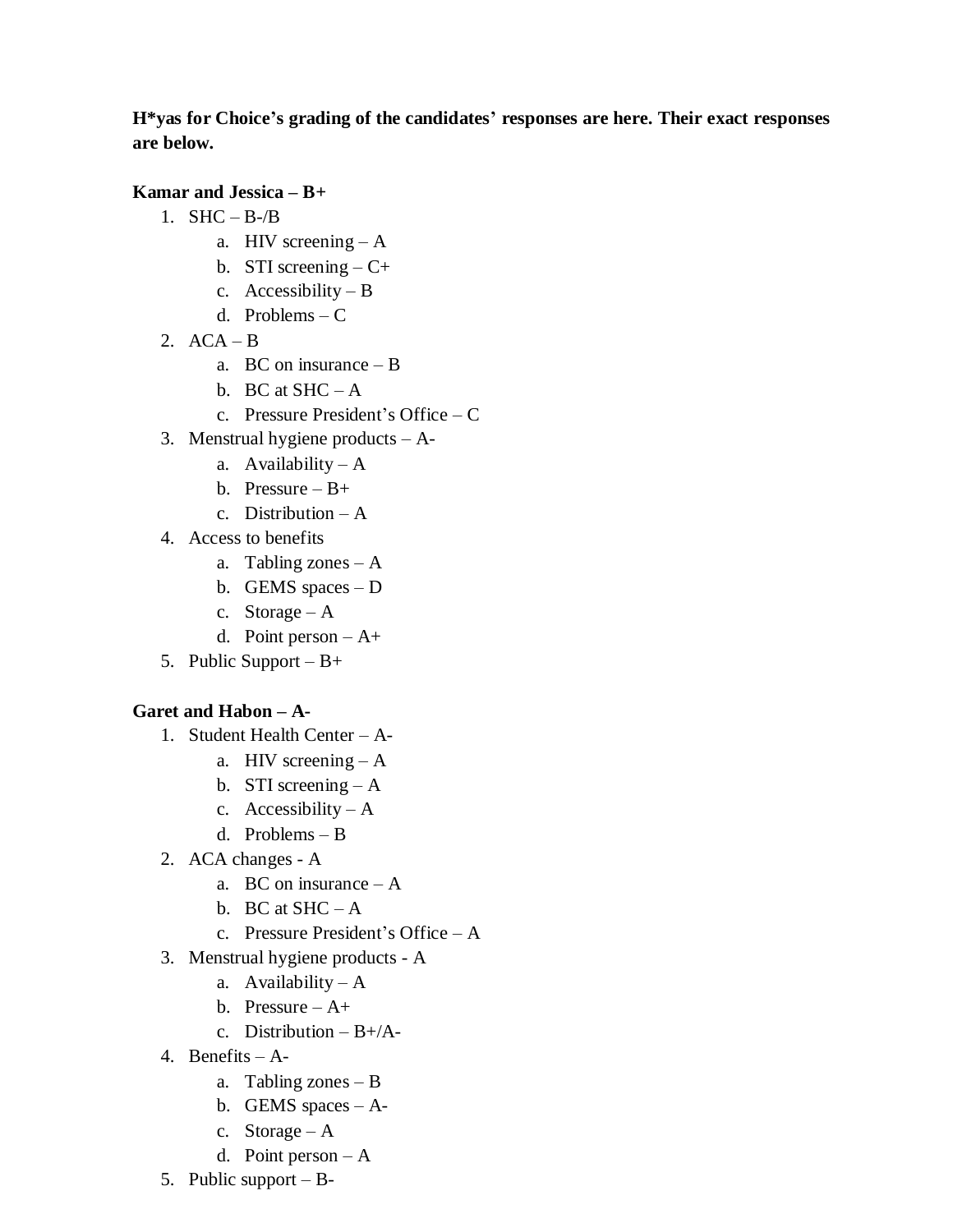**H*yas for Choice's grading of the candidates' responses are here. Their exact responses are below.**

**Kamar and Jessica – B+**

1. SHC – B-/B
    a. HIV screening – A
    b. STI screening – C+
    c. Accessibility – B
    d. Problems – C
2. ACA – B
    a. BC on insurance – B
    b. BC at SHC – A
    c. Pressure President's Office – C
3. Menstrual hygiene products – A-
    a. Availability – A
    b. Pressure – B+
    c. Distribution – A
4. Access to benefits
    a. Tabling zones – A
    b. GEMS spaces – D
    c. Storage – A
    d. Point person – A+
5. Public Support – B+

**Garet and Habon – A-**

1. Student Health Center – A-
    a. HIV screening – A
    b. STI screening – A
    c. Accessibility – A
    d. Problems – B
2. ACA changes - A
    a. BC on insurance – A
    b. BC at SHC – A
    c. Pressure President's Office – A
3. Menstrual hygiene products - A
    a. Availability – A
    b. Pressure – A+
    c. Distribution – B+/A-
4. Benefits – A-
    a. Tabling zones – B
    b. GEMS spaces – A-
    c. Storage – A
    d. Point person – A
5. Public support – B-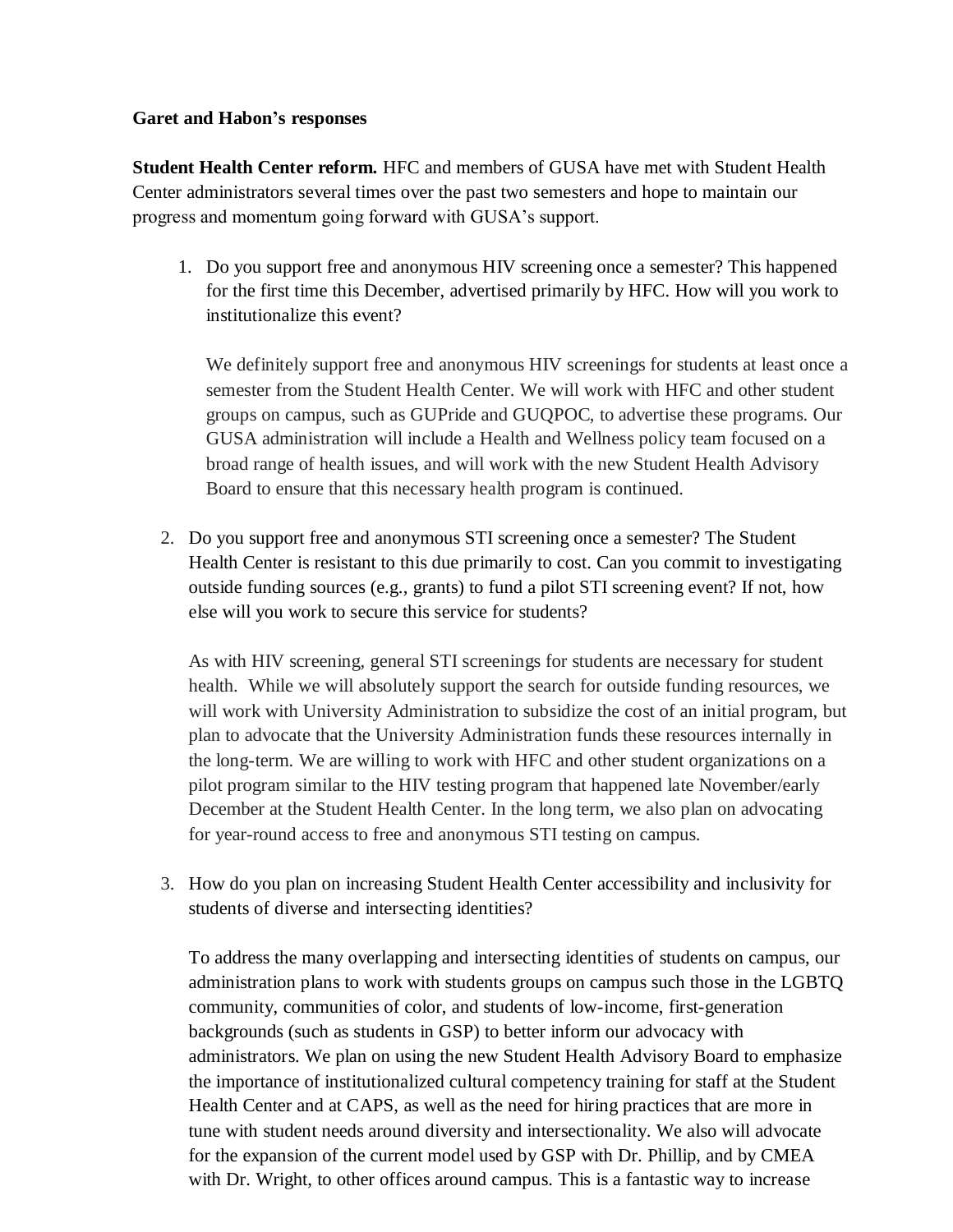**Garet and Habon's responses**

**Student Health Center reform.** HFC and members of GUSA have met with Student Health Center administrators several times over the past two semesters and hope to maintain our progress and momentum going forward with GUSA's support.

1. Do you support free and anonymous HIV screening once a semester? This happened for the first time this December, advertised primarily by HFC. How will you work to institutionalize this event?

   We definitely support free and anonymous HIV screenings for students at least once a semester from the Student Health Center. We will work with HFC and other student groups on campus, such as GUPride and GUQPOC, to advertise these programs. Our GUSA administration will include a Health and Wellness policy team focused on a broad range of health issues, and will work with the new Student Health Advisory Board to ensure that this necessary health program is continued.

2. Do you support free and anonymous STI screening once a semester? The Student Health Center is resistant to this due primarily to cost. Can you commit to investigating outside funding sources (e.g., grants) to fund a pilot STI screening event? If not, how else will you work to secure this service for students?

   As with HIV screening, general STI screenings for students are necessary for student health. While we will absolutely support the search for outside funding resources, we will work with University Administration to subsidize the cost of an initial program, but plan to advocate that the University Administration funds these resources internally in the long-term. We are willing to work with HFC and other student organizations on a pilot program similar to the HIV testing program that happened late November/early December at the Student Health Center. In the long term, we also plan on advocating for year-round access to free and anonymous STI testing on campus.

3. How do you plan on increasing Student Health Center accessibility and inclusivity for students of diverse and intersecting identities?

   To address the many overlapping and intersecting identities of students on campus, our administration plans to work with students groups on campus such those in the LGBTQ community, communities of color, and students of low-income, first-generation backgrounds (such as students in GSP) to better inform our advocacy with administrators. We plan on using the new Student Health Advisory Board to emphasize the importance of institutionalized cultural competency training for staff at the Student Health Center and at CAPS, as well as the need for hiring practices that are more in tune with student needs around diversity and intersectionality. We also will advocate for the expansion of the current model used by GSP with Dr. Phillip, and by CMEA with Dr. Wright, to other offices around campus. This is a fantastic way to increase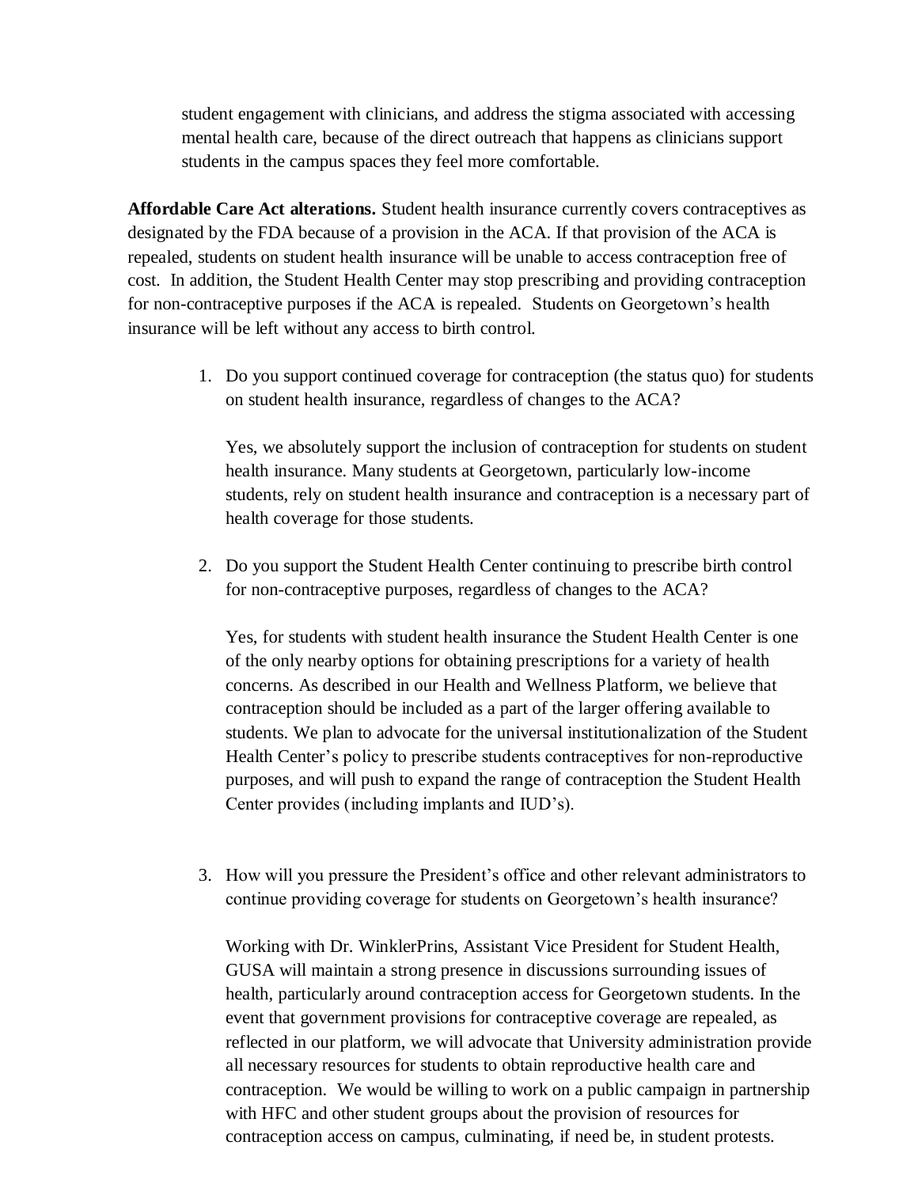student engagement with clinicians, and address the stigma associated with accessing mental health care, because of the direct outreach that happens as clinicians support students in the campus spaces they feel more comfortable.

**Affordable Care Act alterations.** Student health insurance currently covers contraceptives as designated by the FDA because of a provision in the ACA. If that provision of the ACA is repealed, students on student health insurance will be unable to access contraception free of cost. In addition, the Student Health Center may stop prescribing and providing contraception for non-contraceptive purposes if the ACA is repealed. Students on Georgetown's health insurance will be left without any access to birth control.

1. Do you support continued coverage for contraception (the status quo) for students on student health insurance, regardless of changes to the ACA?

   Yes, we absolutely support the inclusion of contraception for students on student health insurance. Many students at Georgetown, particularly low-income students, rely on student health insurance and contraception is a necessary part of health coverage for those students.

2. Do you support the Student Health Center continuing to prescribe birth control for non-contraceptive purposes, regardless of changes to the ACA?

   Yes, for students with student health insurance the Student Health Center is one of the only nearby options for obtaining prescriptions for a variety of health concerns. As described in our Health and Wellness Platform, we believe that contraception should be included as a part of the larger offering available to students. We plan to advocate for the universal institutionalization of the Student Health Center's policy to prescribe students contraceptives for non-reproductive purposes, and will push to expand the range of contraception the Student Health Center provides (including implants and IUD's).

3. How will you pressure the President's office and other relevant administrators to continue providing coverage for students on Georgetown's health insurance?

   Working with Dr. WinklerPrins, Assistant Vice President for Student Health, GUSA will maintain a strong presence in discussions surrounding issues of health, particularly around contraception access for Georgetown students. In the event that government provisions for contraceptive coverage are repealed, as reflected in our platform, we will advocate that University administration provide all necessary resources for students to obtain reproductive health care and contraception. We would be willing to work on a public campaign in partnership with HFC and other student groups about the provision of resources for contraception access on campus, culminating, if need be, in student protests.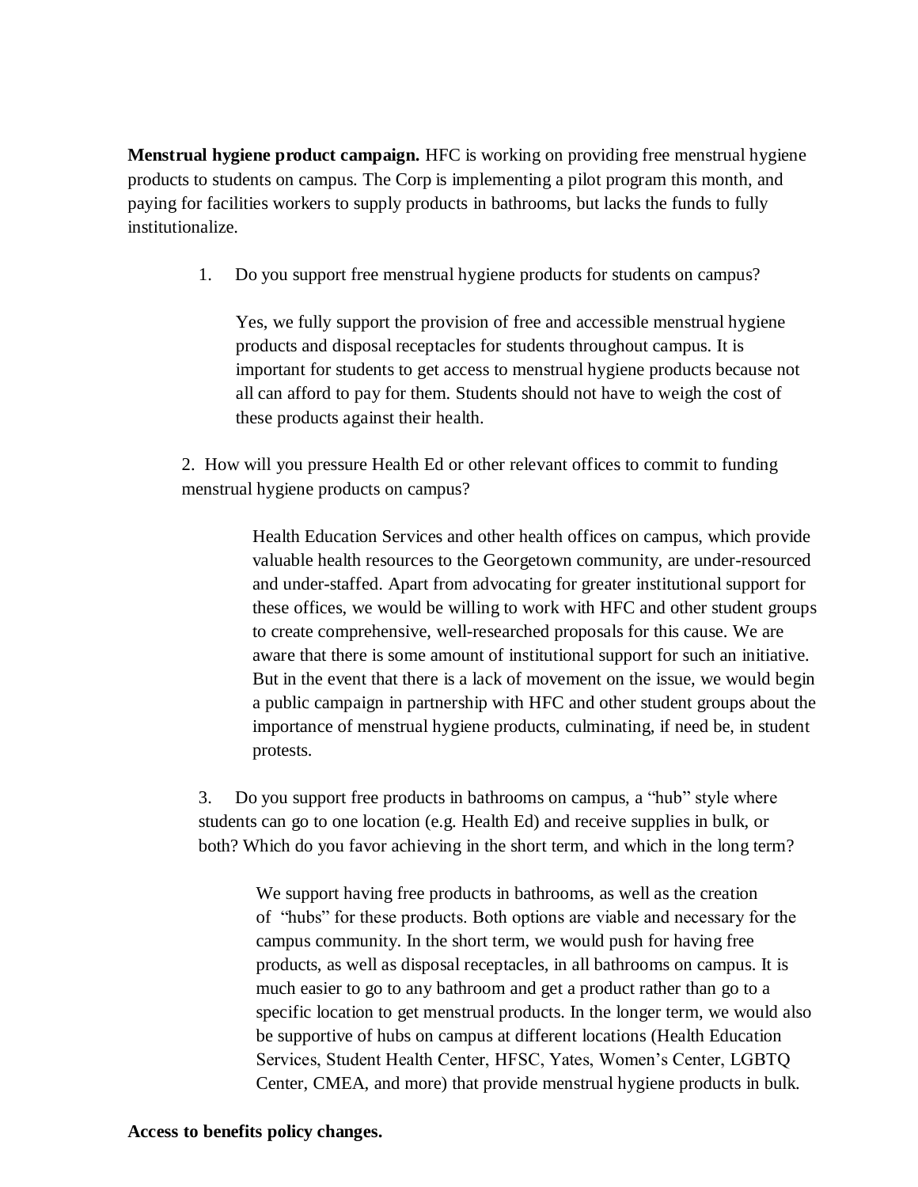**Menstrual hygiene product campaign.** HFC is working on providing free menstrual hygiene products to students on campus. The Corp is implementing a pilot program this month, and paying for facilities workers to supply products in bathrooms, but lacks the funds to fully institutionalize.

1. Do you support free menstrual hygiene products for students on campus?

   Yes, we fully support the provision of free and accessible menstrual hygiene products and disposal receptacles for students throughout campus. It is important for students to get access to menstrual hygiene products because not all can afford to pay for them. Students should not have to weigh the cost of these products against their health.

2. How will you pressure Health Ed or other relevant offices to commit to funding menstrual hygiene products on campus?

   Health Education Services and other health offices on campus, which provide valuable health resources to the Georgetown community, are under-resourced and under-staffed. Apart from advocating for greater institutional support for these offices, we would be willing to work with HFC and other student groups to create comprehensive, well-researched proposals for this cause. We are aware that there is some amount of institutional support for such an initiative. But in the event that there is a lack of movement on the issue, we would begin a public campaign in partnership with HFC and other student groups about the importance of menstrual hygiene products, culminating, if need be, in student protests.

3. Do you support free products in bathrooms on campus, a "hub" style where students can go to one location (e.g. Health Ed) and receive supplies in bulk, or both? Which do you favor achieving in the short term, and which in the long term?

   We support having free products in bathrooms, as well as the creation of "hubs" for these products. Both options are viable and necessary for the campus community. In the short term, we would push for having free products, as well as disposal receptacles, in all bathrooms on campus. It is much easier to go to any bathroom and get a product rather than go to a specific location to get menstrual products. In the longer term, we would also be supportive of hubs on campus at different locations (Health Education Services, Student Health Center, HFSC, Yates, Women's Center, LGBTQ Center, CMEA, and more) that provide menstrual hygiene products in bulk.

**Access to benefits policy changes.**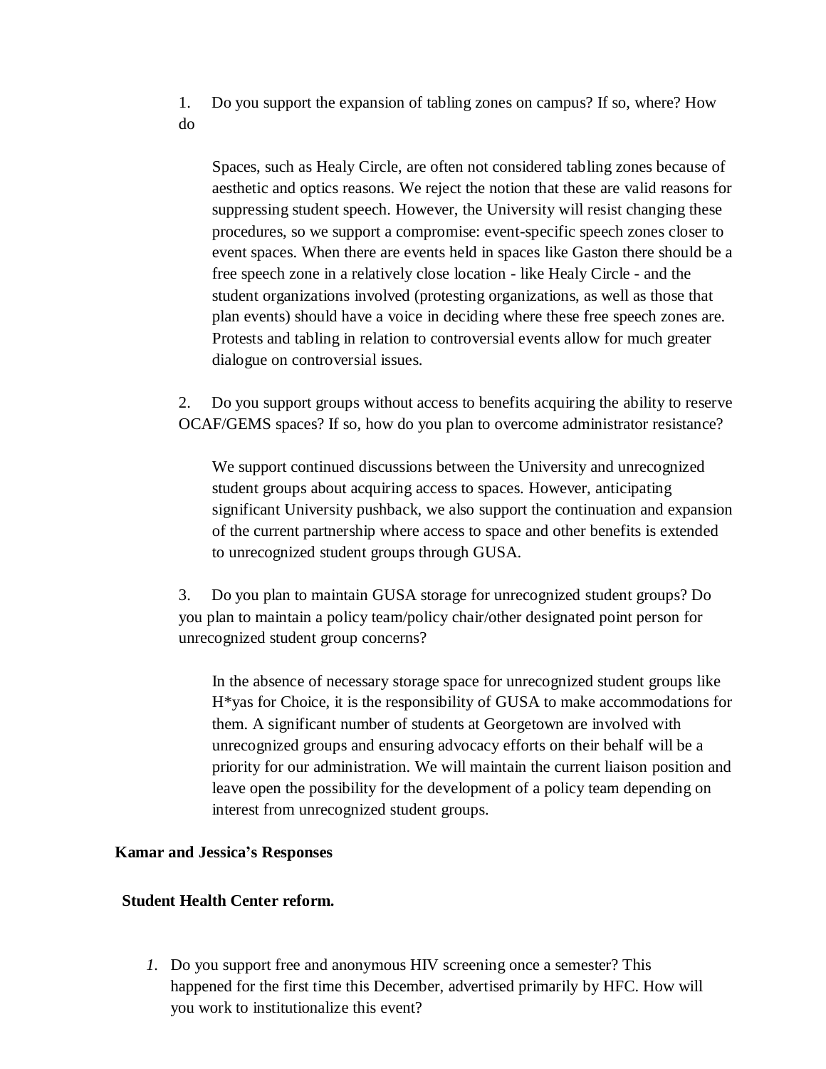1. Do you support the expansion of tabling zones on campus? If so, where? How do

   Spaces, such as Healy Circle, are often not considered tabling zones because of aesthetic and optics reasons. We reject the notion that these are valid reasons for suppressing student speech. However, the University will resist changing these procedures, so we support a compromise: event-specific speech zones closer to event spaces. When there are events held in spaces like Gaston there should be a free speech zone in a relatively close location - like Healy Circle - and the student organizations involved (protesting organizations, as well as those that plan events) should have a voice in deciding where these free speech zones are. Protests and tabling in relation to controversial events allow for much greater dialogue on controversial issues.

2. Do you support groups without access to benefits acquiring the ability to reserve OCAF/GEMS spaces? If so, how do you plan to overcome administrator resistance?

   We support continued discussions between the University and unrecognized student groups about acquiring access to spaces. However, anticipating significant University pushback, we also support the continuation and expansion of the current partnership where access to space and other benefits is extended to unrecognized student groups through GUSA.

3. Do you plan to maintain GUSA storage for unrecognized student groups? Do you plan to maintain a policy team/policy chair/other designated point person for unrecognized student group concerns?

   In the absence of necessary storage space for unrecognized student groups like H*yas for Choice, it is the responsibility of GUSA to make accommodations for them. A significant number of students at Georgetown are involved with unrecognized groups and ensuring advocacy efforts on their behalf will be a priority for our administration. We will maintain the current liaison position and leave open the possibility for the development of a policy team depending on interest from unrecognized student groups.

**Kamar and Jessica's Responses**

**Student Health Center reform.**

1. Do you support free and anonymous HIV screening once a semester? This happened for the first time this December, advertised primarily by HFC. How will you work to institutionalize this event?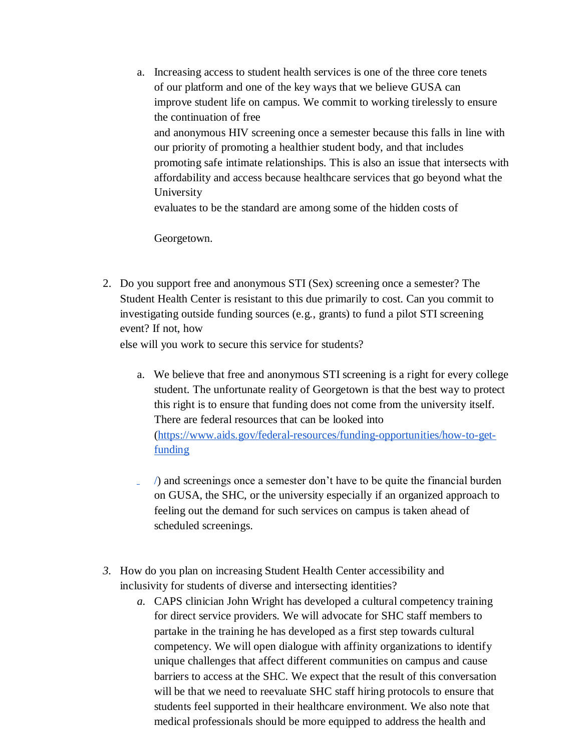a. Increasing access to student health services is one of the three core tenets of our platform and one of the key ways that we believe GUSA can improve student life on campus. We commit to working tirelessly to ensure the continuation of free and anonymous HIV screening once a semester because this falls in line with our priority of promoting a healthier student body, and that includes promoting safe intimate relationships. This is also an issue that intersects with affordability and access because healthcare services that go beyond what the University evaluates to be the standard are among some of the hidden costs of Georgetown.

2. Do you support free and anonymous STI (Sex) screening once a semester? The Student Health Center is resistant to this due primarily to cost. Can you commit to investigating outside funding sources (e.g., grants) to fund a pilot STI screening event? If not, how else will you work to secure this service for students?

    a. We believe that free and anonymous STI screening is a right for every college student. The unfortunate reality of Georgetown is that the best way to protect this right is to ensure that funding does not come from the university itself. There are federal resources that can be looked into ([https://www.aids.gov/federal-resources/funding-opportunities/how-to-get-funding/](https://www.aids.gov/federal-resources/funding-opportunities/how-to-get-funding/)) and screenings once a semester don't have to be quite the financial burden on GUSA, the SHC, or the university especially if an organized approach to feeling out the demand for such services on campus is taken ahead of scheduled screenings.

3. How do you plan on increasing Student Health Center accessibility and inclusivity for students of diverse and intersecting identities?

    a. CAPS clinician John Wright has developed a cultural competency training for direct service providers. We will advocate for SHC staff members to partake in the training he has developed as a first step towards cultural competency. We will open dialogue with affinity organizations to identify unique challenges that affect different communities on campus and cause barriers to access at the SHC. We expect that the result of this conversation will be that we need to reevaluate SHC staff hiring protocols to ensure that students feel supported in their healthcare environment. We also note that medical professionals should be more equipped to address the health and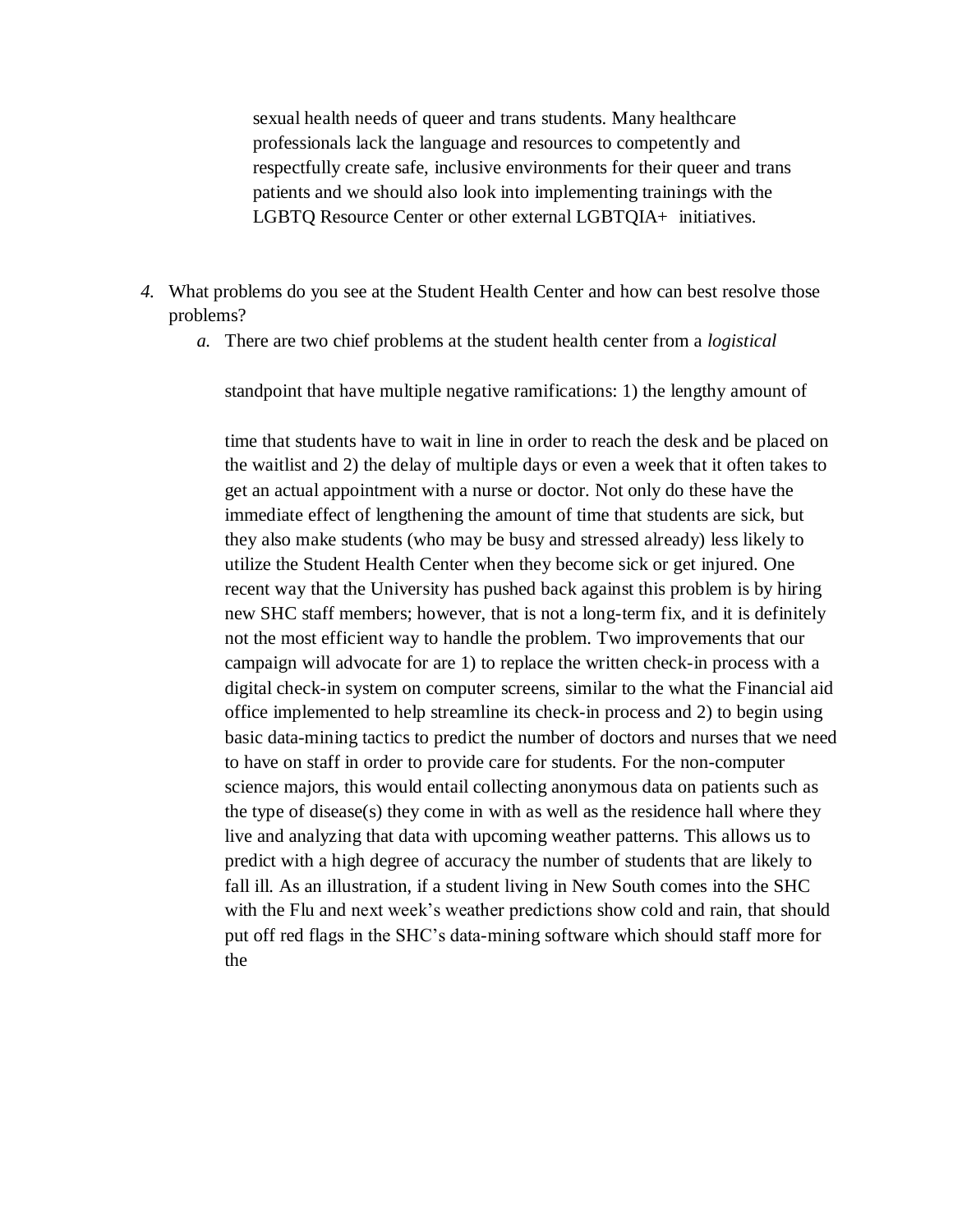sexual health needs of queer and trans students. Many healthcare professionals lack the language and resources to competently and respectfully create safe, inclusive environments for their queer and trans patients and we should also look into implementing trainings with the LGBTQ Resource Center or other external LGBTQIA+ initiatives.

4. What problems do you see at the Student Health Center and how can best resolve those problems?
   a. There are two chief problems at the student health center from a *logistical* standpoint that have multiple negative ramifications: 1) the lengthy amount of time that students have to wait in line in order to reach the desk and be placed on the waitlist and 2) the delay of multiple days or even a week that it often takes to get an actual appointment with a nurse or doctor. Not only do these have the immediate effect of lengthening the amount of time that students are sick, but they also make students (who may be busy and stressed already) less likely to utilize the Student Health Center when they become sick or get injured. One recent way that the University has pushed back against this problem is by hiring new SHC staff members; however, that is not a long-term fix, and it is definitely not the most efficient way to handle the problem. Two improvements that our campaign will advocate for are 1) to replace the written check-in process with a digital check-in system on computer screens, similar to the what the Financial aid office implemented to help streamline its check-in process and 2) to begin using basic data-mining tactics to predict the number of doctors and nurses that we need to have on staff in order to provide care for students. For the non-computer science majors, this would entail collecting anonymous data on patients such as the type of disease(s) they come in with as well as the residence hall where they live and analyzing that data with upcoming weather patterns. This allows us to predict with a high degree of accuracy the number of students that are likely to fall ill. As an illustration, if a student living in New South comes into the SHC with the Flu and next week's weather predictions show cold and rain, that should put off red flags in the SHC's data-mining software which should staff more for the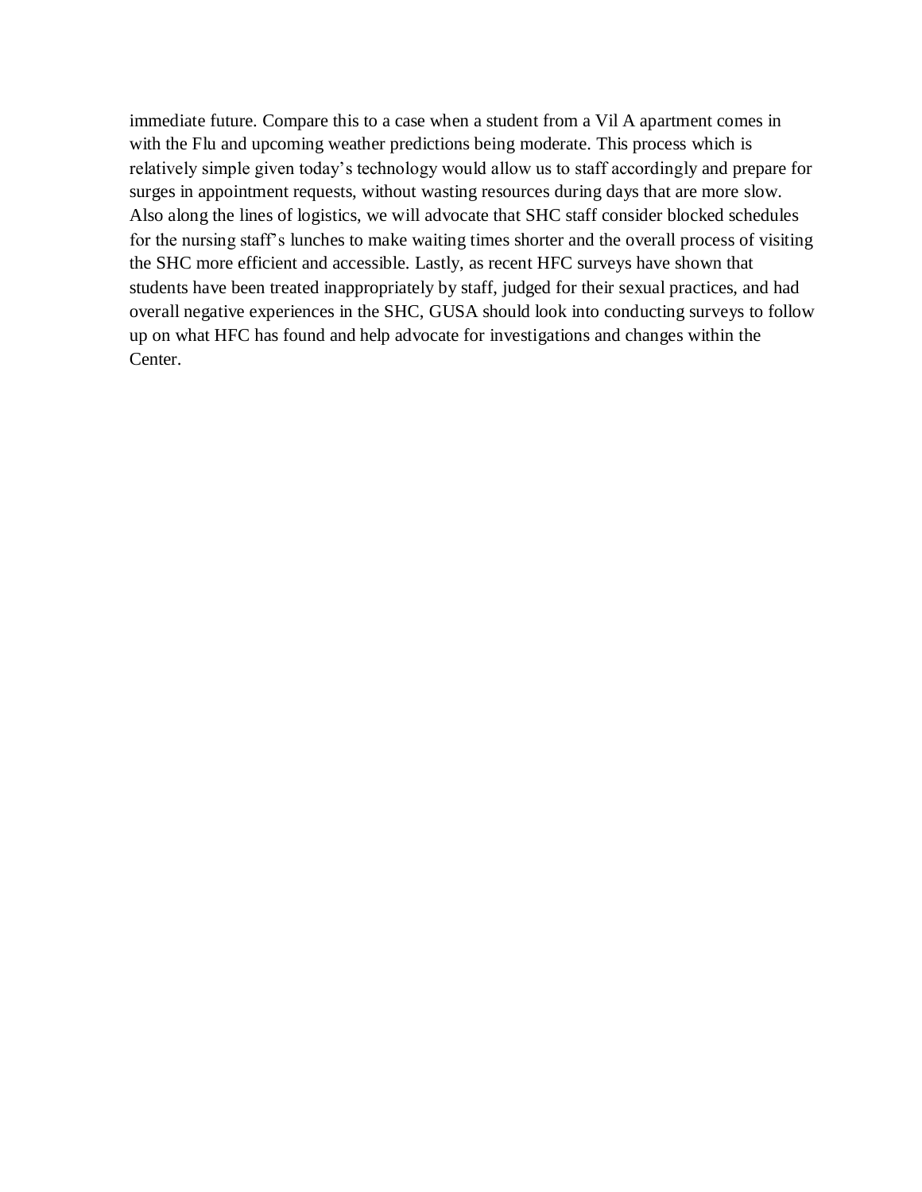immediate future. Compare this to a case when a student from a Vil A apartment comes in with the Flu and upcoming weather predictions being moderate. This process which is relatively simple given today's technology would allow us to staff accordingly and prepare for surges in appointment requests, without wasting resources during days that are more slow. Also along the lines of logistics, we will advocate that SHC staff consider blocked schedules for the nursing staff's lunches to make waiting times shorter and the overall process of visiting the SHC more efficient and accessible. Lastly, as recent HFC surveys have shown that students have been treated inappropriately by staff, judged for their sexual practices, and had overall negative experiences in the SHC, GUSA should look into conducting surveys to follow up on what HFC has found and help advocate for investigations and changes within the Center.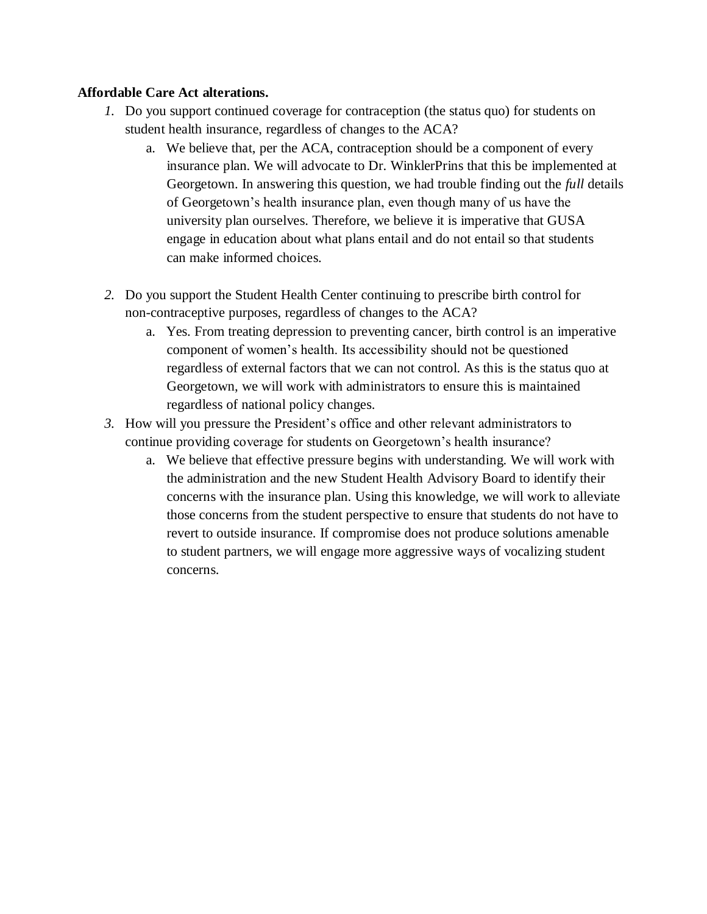**Affordable Care Act alterations.**

1. Do you support continued coverage for contraception (the status quo) for students on student health insurance, regardless of changes to the ACA?
    a. We believe that, per the ACA, contraception should be a component of every insurance plan. We will advocate to Dr. WinklerPrins that this be implemented at Georgetown. In answering this question, we had trouble finding out the *full* details of Georgetown's health insurance plan, even though many of us have the university plan ourselves. Therefore, we believe it is imperative that GUSA engage in education about what plans entail and do not entail so that students can make informed choices.

2. Do you support the Student Health Center continuing to prescribe birth control for non-contraceptive purposes, regardless of changes to the ACA?
    a. Yes. From treating depression to preventing cancer, birth control is an imperative component of women's health. Its accessibility should not be questioned regardless of external factors that we can not control. As this is the status quo at Georgetown, we will work with administrators to ensure this is maintained regardless of national policy changes.

3. How will you pressure the President's office and other relevant administrators to continue providing coverage for students on Georgetown's health insurance?
    a. We believe that effective pressure begins with understanding. We will work with the administration and the new Student Health Advisory Board to identify their concerns with the insurance plan. Using this knowledge, we will work to alleviate those concerns from the student perspective to ensure that students do not have to revert to outside insurance. If compromise does not produce solutions amenable to student partners, we will engage more aggressive ways of vocalizing student concerns.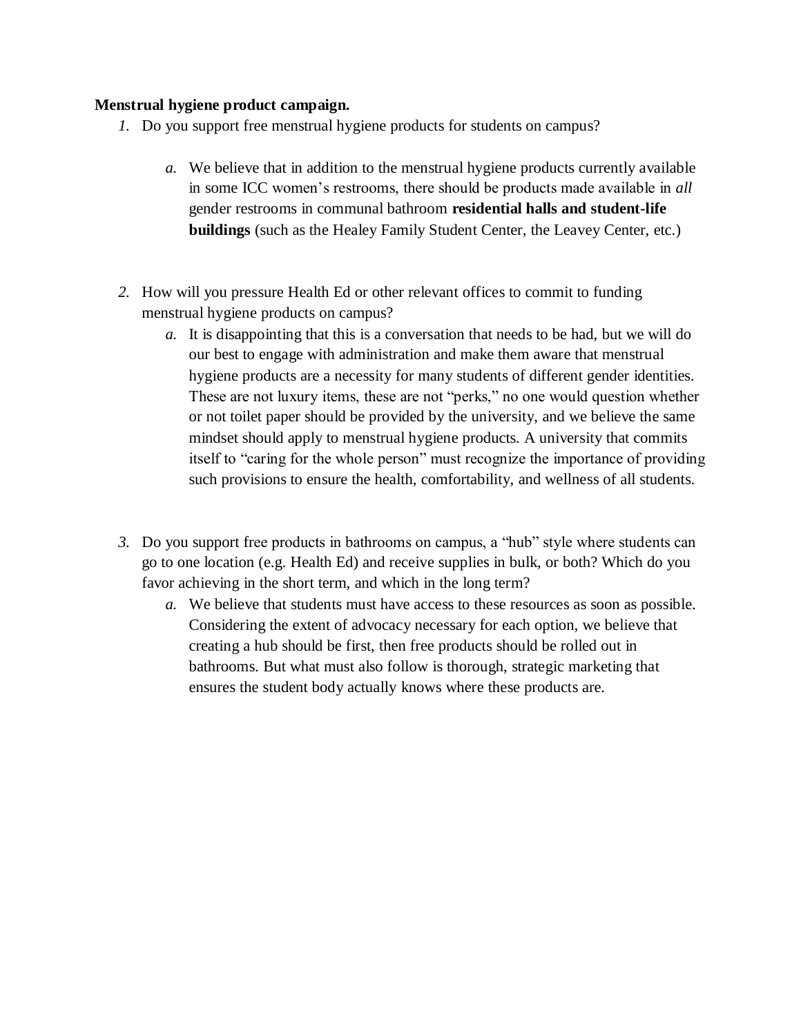**Menstrual hygiene product campaign.**

1. Do you support free menstrual hygiene products for students on campus?

    a. We believe that in addition to the menstrual hygiene products currently available in some ICC women's restrooms, there should be products made available in *all* gender restrooms in communal bathroom **residential halls and student-life buildings** (such as the Healey Family Student Center, the Leavey Center, etc.)

2. How will you pressure Health Ed or other relevant offices to commit to funding menstrual hygiene products on campus?

    a. It is disappointing that this is a conversation that needs to be had, but we will do our best to engage with administration and make them aware that menstrual hygiene products are a necessity for many students of different gender identities. These are not luxury items, these are not "perks," no one would question whether or not toilet paper should be provided by the university, and we believe the same mindset should apply to menstrual hygiene products. A university that commits itself to "caring for the whole person" must recognize the importance of providing such provisions to ensure the health, comfortability, and wellness of all students.

3. Do you support free products in bathrooms on campus, a "hub" style where students can go to one location (e.g. Health Ed) and receive supplies in bulk, or both? Which do you favor achieving in the short term, and which in the long term?

    a. We believe that students must have access to these resources as soon as possible. Considering the extent of advocacy necessary for each option, we believe that creating a hub should be first, then free products should be rolled out in bathrooms. But what must also follow is thorough, strategic marketing that ensures the student body actually knows where these products are.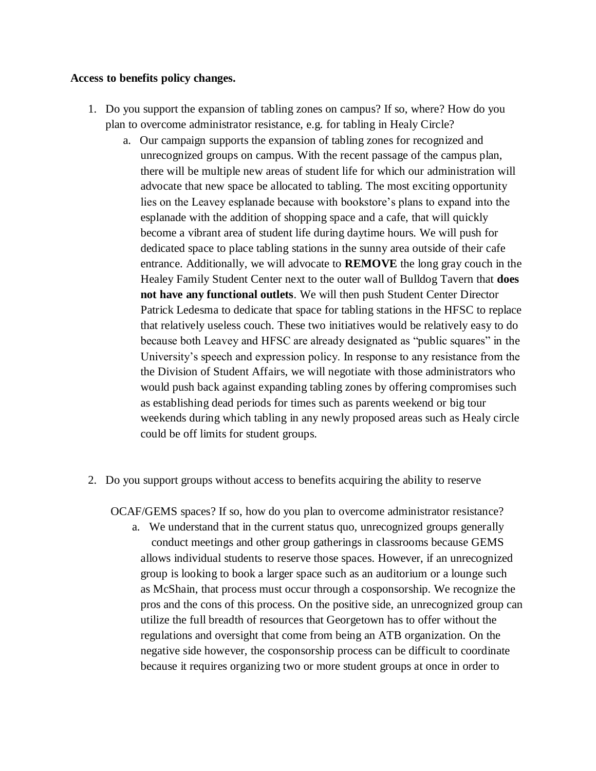**Access to benefits policy changes.**

1. Do you support the expansion of tabling zones on campus? If so, where? How do you plan to overcome administrator resistance, e.g. for tabling in Healy Circle?
   a. Our campaign supports the expansion of tabling zones for recognized and unrecognized groups on campus. With the recent passage of the campus plan, there will be multiple new areas of student life for which our administration will advocate that new space be allocated to tabling. The most exciting opportunity lies on the Leavey esplanade because with bookstore's plans to expand into the esplanade with the addition of shopping space and a cafe, that will quickly become a vibrant area of student life during daytime hours. We will push for dedicated space to place tabling stations in the sunny area outside of their cafe entrance. Additionally, we will advocate to **REMOVE** the long gray couch in the Healey Family Student Center next to the outer wall of Bulldog Tavern that **does not have any functional outlets**. We will then push Student Center Director Patrick Ledesma to dedicate that space for tabling stations in the HFSC to replace that relatively useless couch. These two initiatives would be relatively easy to do because both Leavey and HFSC are already designated as "public squares" in the University's speech and expression policy. In response to any resistance from the the Division of Student Affairs, we will negotiate with those administrators who would push back against expanding tabling zones by offering compromises such as establishing dead periods for times such as parents weekend or big tour weekends during which tabling in any newly proposed areas such as Healy circle could be off limits for student groups.

2. Do you support groups without access to benefits acquiring the ability to reserve OCAF/GEMS spaces? If so, how do you plan to overcome administrator resistance?
   a. We understand that in the current status quo, unrecognized groups generally conduct meetings and other group gatherings in classrooms because GEMS allows individual students to reserve those spaces. However, if an unrecognized group is looking to book a larger space such as an auditorium or a lounge such as McShain, that process must occur through a cosponsorship. We recognize the pros and the cons of this process. On the positive side, an unrecognized group can utilize the full breadth of resources that Georgetown has to offer without the regulations and oversight that come from being an ATB organization. On the negative side however, the cosponsorship process can be difficult to coordinate because it requires organizing two or more student groups at once in order to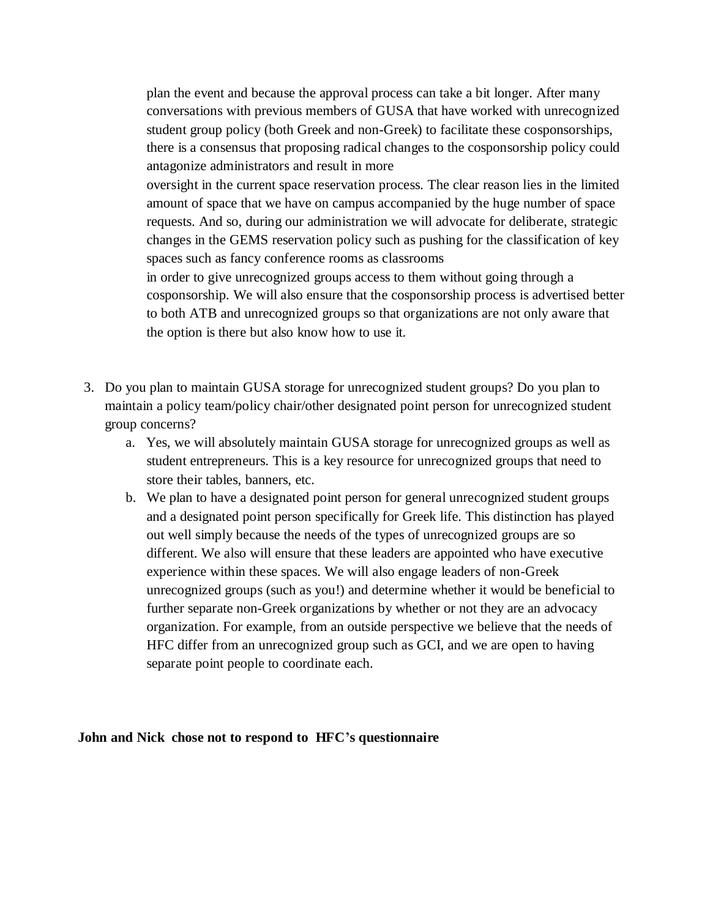plan the event and because the approval process can take a bit longer. After many conversations with previous members of GUSA that have worked with unrecognized student group policy (both Greek and non-Greek) to facilitate these cosponsorships, there is a consensus that proposing radical changes to the cosponsorship policy could antagonize administrators and result in more oversight in the current space reservation process. The clear reason lies in the limited amount of space that we have on campus accompanied by the huge number of space requests. And so, during our administration we will advocate for deliberate, strategic changes in the GEMS reservation policy such as pushing for the classification of key spaces such as fancy conference rooms as classrooms in order to give unrecognized groups access to them without going through a cosponsorship. We will also ensure that the cosponsorship process is advertised better to both ATB and unrecognized groups so that organizations are not only aware that the option is there but also know how to use it.

3. Do you plan to maintain GUSA storage for unrecognized student groups? Do you plan to maintain a policy team/policy chair/other designated point person for unrecognized student group concerns?
   a. Yes, we will absolutely maintain GUSA storage for unrecognized groups as well as student entrepreneurs. This is a key resource for unrecognized groups that need to store their tables, banners, etc.
   b. We plan to have a designated point person for general unrecognized student groups and a designated point person specifically for Greek life. This distinction has played out well simply because the needs of the types of unrecognized groups are so different. We also will ensure that these leaders are appointed who have executive experience within these spaces. We will also engage leaders of non-Greek unrecognized groups (such as you!) and determine whether it would be beneficial to further separate non-Greek organizations by whether or not they are an advocacy organization. For example, from an outside perspective we believe that the needs of HFC differ from an unrecognized group such as GCI, and we are open to having separate point people to coordinate each.

**John and Nick chose not to respond to HFC's questionnaire**